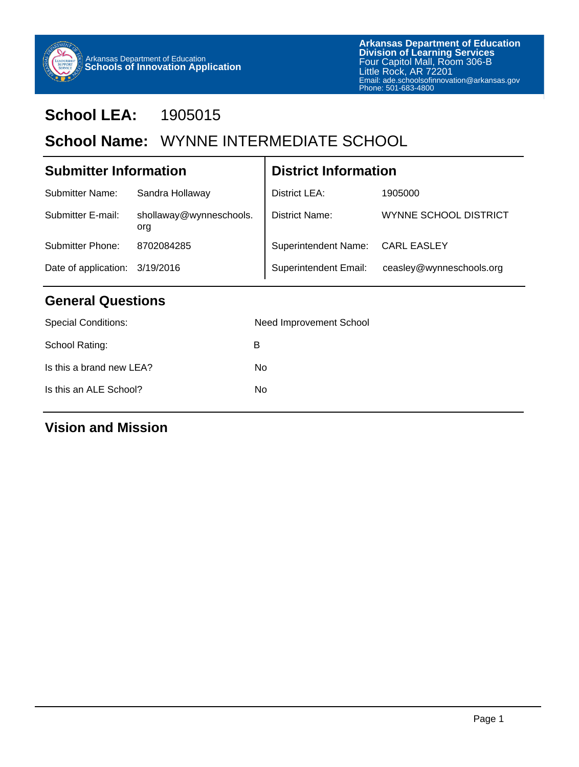Arkansas Department of Education
**Schools of Innovation Application**

**Arkansas Department of Education**
**Division of Learning Services**
Four Capitol Mall, Room 306-B
Little Rock, AR 72201
Email: ade.schoolsofinnovation@arkansas.gov
Phone: 501-683-4800

# School LEA: 1905015

# School Name: WYNNE INTERMEDIATE SCHOOL

## Submitter Information

| | |
|---|---|
| Submitter Name: | Sandra Hollaway |
| Submitter E-mail: | shollaway@wynneschools.org |
| Submitter Phone: | 8702084285 |
| Date of application: | 3/19/2016 |

## District Information

| | |
|---|---|
| District LEA: | 1905000 |
| District Name: | WYNNE SCHOOL DISTRICT |
| Superintendent Name: | CARL EASLEY |
| Superintendent Email: | ceasley@wynneschools.org |

## General Questions

| | |
|---|---|
| Special Conditions: | Need Improvement School |
| School Rating: | B |
| Is this a brand new LEA? | No |
| Is this an ALE School? | No |

## Vision and Mission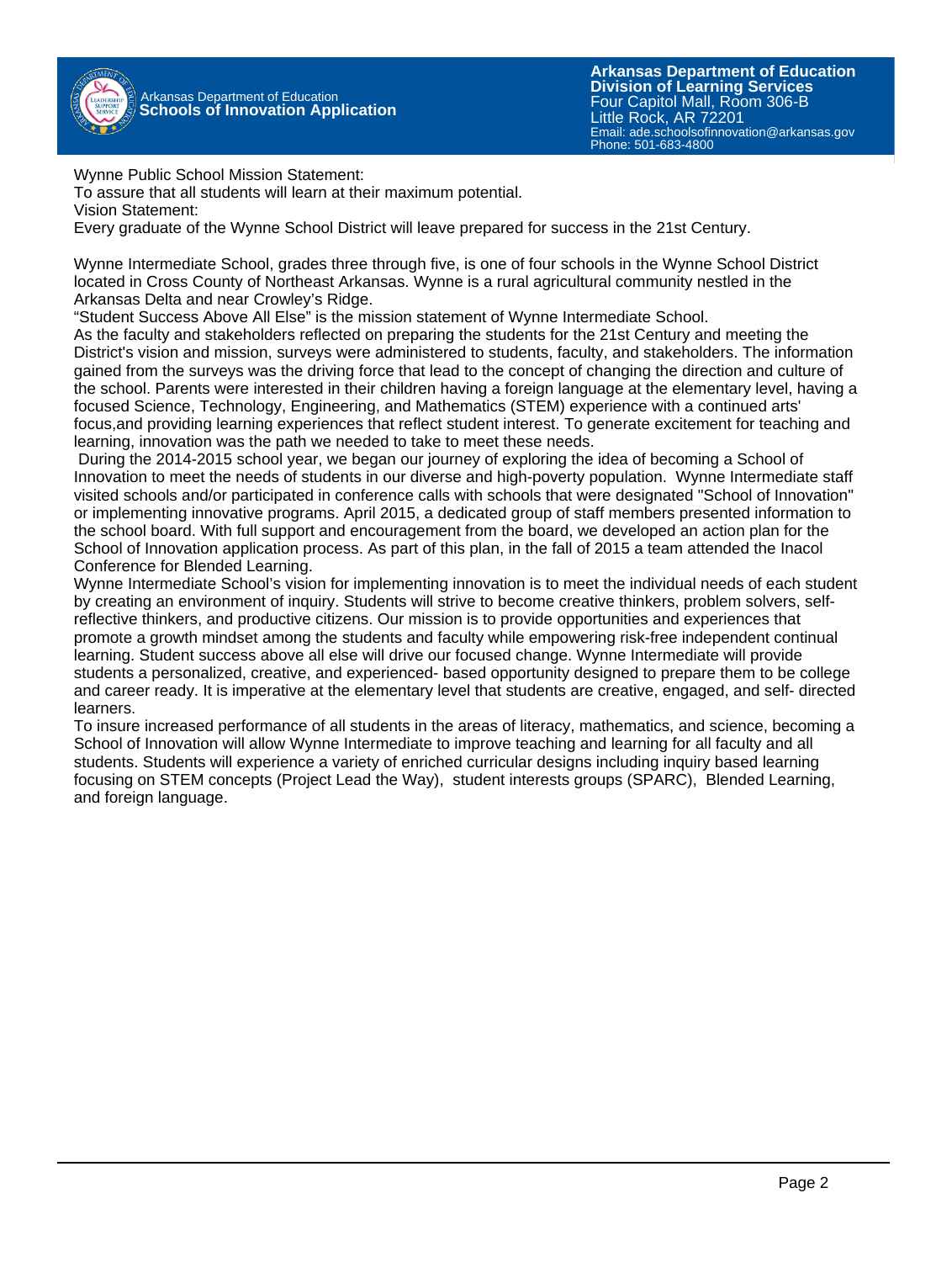Wynne Public School Mission Statement:
To assure that all students will learn at their maximum potential.
Vision Statement:
Every graduate of the Wynne School District will leave prepared for success in the 21st Century.

Wynne Intermediate School, grades three through five, is one of four schools in the Wynne School District located in Cross County of Northeast Arkansas. Wynne is a rural agricultural community nestled in the Arkansas Delta and near Crowley's Ridge.
"Student Success Above All Else" is the mission statement of Wynne Intermediate School.
As the faculty and stakeholders reflected on preparing the students for the 21st Century and meeting the District's vision and mission, surveys were administered to students, faculty, and stakeholders. The information gained from the surveys was the driving force that lead to the concept of changing the direction and culture of the school. Parents were interested in their children having a foreign language at the elementary level, having a focused Science, Technology, Engineering, and Mathematics (STEM) experience with a continued arts' focus,and providing learning experiences that reflect student interest. To generate excitement for teaching and learning, innovation was the path we needed to take to meet these needs.
During the 2014-2015 school year, we began our journey of exploring the idea of becoming a School of Innovation to meet the needs of students in our diverse and high-poverty population. Wynne Intermediate staff visited schools and/or participated in conference calls with schools that were designated "School of Innovation" or implementing innovative programs. April 2015, a dedicated group of staff members presented information to the school board. With full support and encouragement from the board, we developed an action plan for the School of Innovation application process. As part of this plan, in the fall of 2015 a team attended the Inacol Conference for Blended Learning.
Wynne Intermediate School's vision for implementing innovation is to meet the individual needs of each student by creating an environment of inquiry. Students will strive to become creative thinkers, problem solvers, self-reflective thinkers, and productive citizens. Our mission is to provide opportunities and experiences that promote a growth mindset among the students and faculty while empowering risk-free independent continual learning. Student success above all else will drive our focused change. Wynne Intermediate will provide students a personalized, creative, and experienced- based opportunity designed to prepare them to be college and career ready. It is imperative at the elementary level that students are creative, engaged, and self- directed learners.
To insure increased performance of all students in the areas of literacy, mathematics, and science, becoming a School of Innovation will allow Wynne Intermediate to improve teaching and learning for all faculty and all students. Students will experience a variety of enriched curricular designs including inquiry based learning focusing on STEM concepts (Project Lead the Way), student interests groups (SPARC), Blended Learning, and foreign language.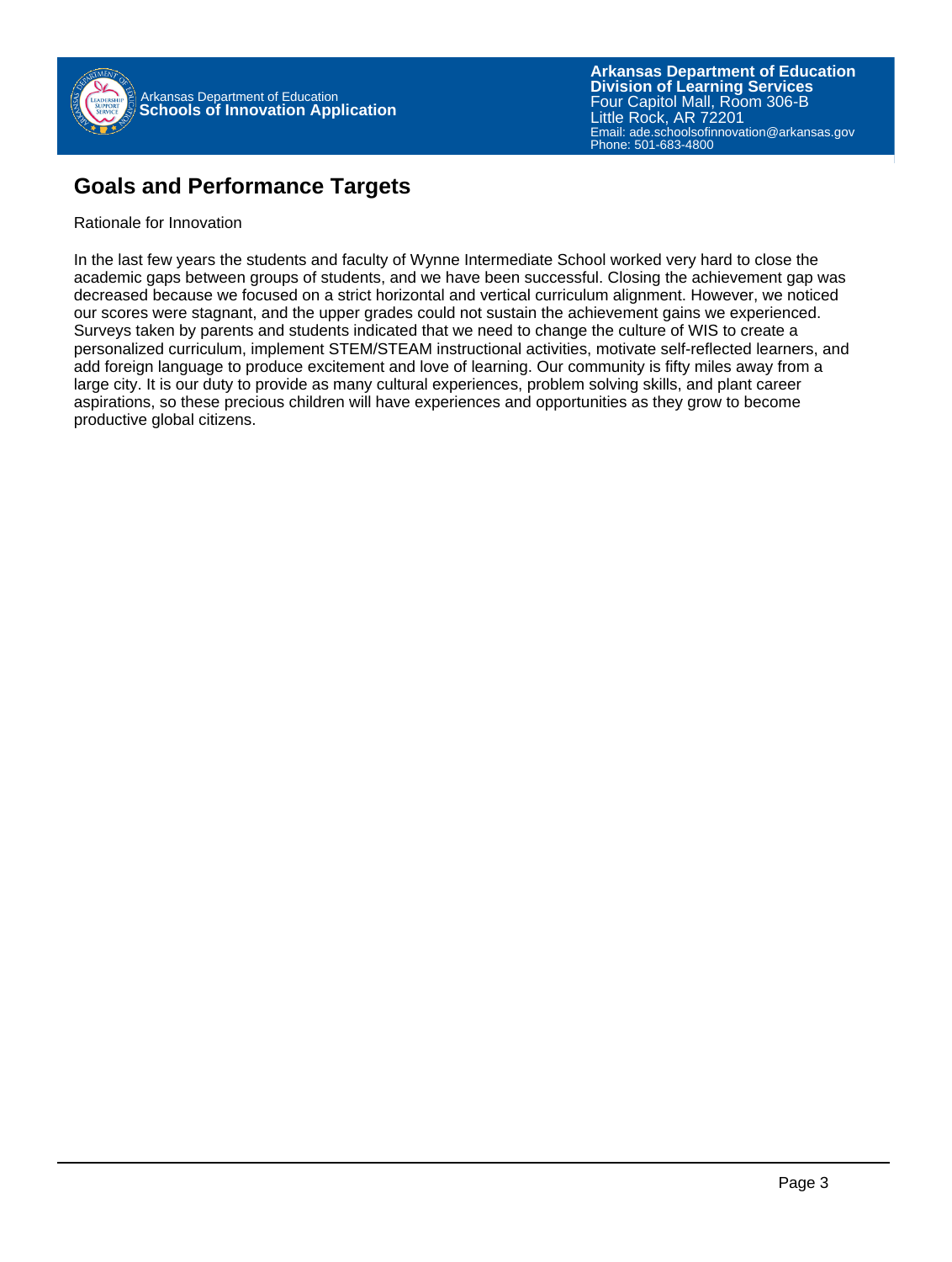## Goals and Performance Targets

Rationale for Innovation

In the last few years the students and faculty of Wynne Intermediate School worked very hard to close the academic gaps between groups of students, and we have been successful. Closing the achievement gap was decreased because we focused on a strict horizontal and vertical curriculum alignment. However, we noticed our scores were stagnant, and the upper grades could not sustain the achievement gains we experienced. Surveys taken by parents and students indicated that we need to change the culture of WIS to create a personalized curriculum, implement STEM/STEAM instructional activities, motivate self-reflected learners, and add foreign language to produce excitement and love of learning. Our community is fifty miles away from a large city. It is our duty to provide as many cultural experiences, problem solving skills, and plant career aspirations, so these precious children will have experiences and opportunities as they grow to become productive global citizens.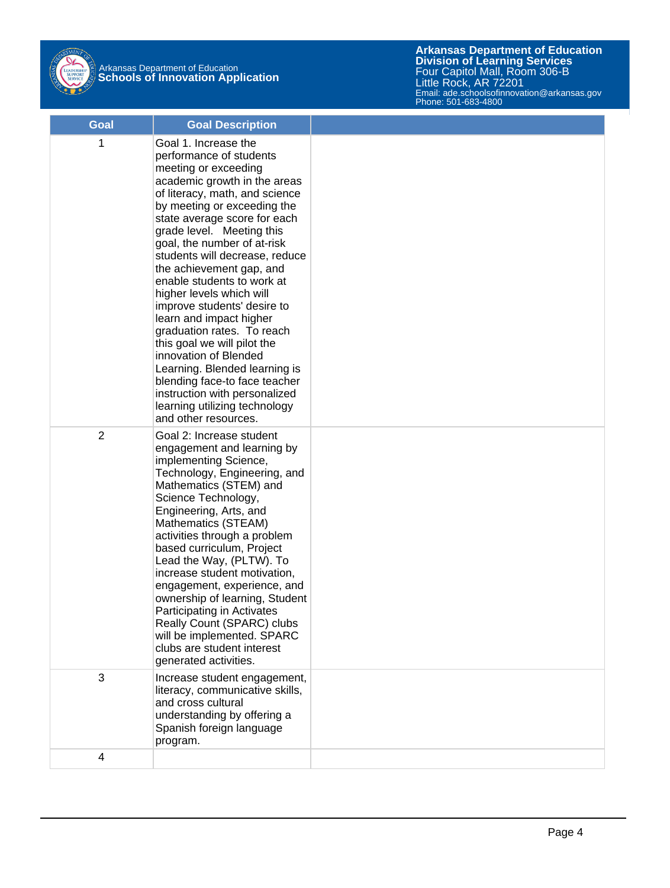| Goal | Goal Description | |
|---|---|---|
| 1 | Goal 1. Increase the performance of students meeting or exceeding academic growth in the areas of literacy, math, and science by meeting or exceeding the state average score for each grade level.   Meeting this goal, the number of at-risk students will decrease, reduce the achievement gap, and enable students to work at higher levels which will improve students' desire to learn and impact higher graduation rates.  To reach this goal we will pilot the innovation of Blended Learning. Blended learning is blending face-to face teacher instruction with personalized learning utilizing technology and other resources. | |
| 2 | Goal 2: Increase student engagement and learning by implementing Science, Technology, Engineering, and Mathematics (STEM) and Science Technology, Engineering, Arts, and Mathematics (STEAM) activities through a problem based curriculum, Project Lead the Way, (PLTW). To increase student motivation, engagement, experience, and ownership of learning, Student Participating in Activates Really Count (SPARC) clubs will be implemented. SPARC clubs are student interest generated activities. | |
| 3 | Increase student engagement, literacy, communicative skills, and cross cultural understanding by offering a Spanish foreign language program. | |
| 4 | | |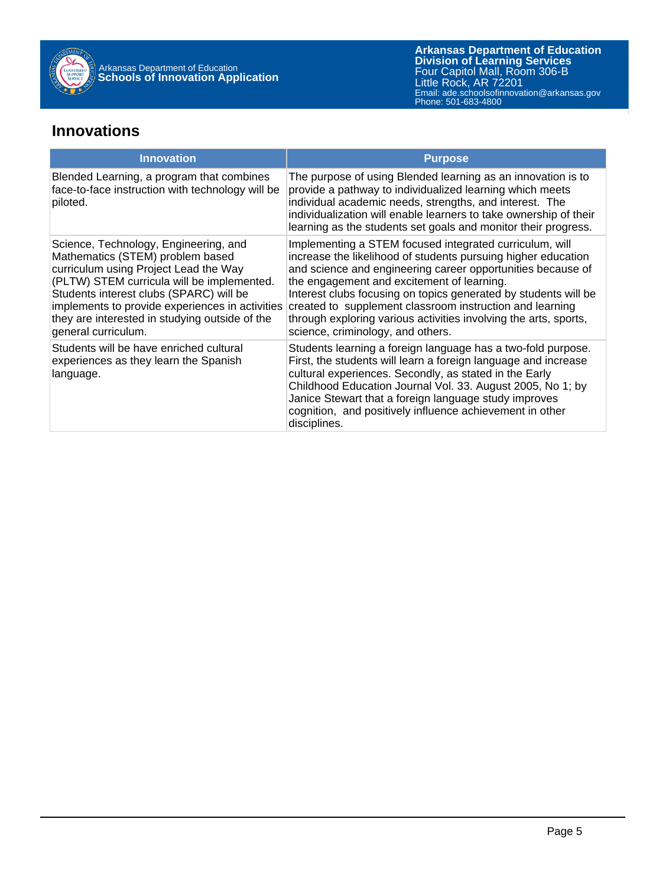## Innovations

| Innovation | Purpose |
|---|---|
| Blended Learning, a program that combines face-to-face instruction with technology will be piloted. | The purpose of using Blended learning as an innovation is to provide a pathway to individualized learning which meets individual academic needs, strengths, and interest. The individualization will enable learners to take ownership of their learning as the students set goals and monitor their progress. |
| Science, Technology, Engineering, and Mathematics (STEM) problem based curriculum using Project Lead the Way (PLTW) STEM curricula will be implemented. Students interest clubs (SPARC) will be implements to provide experiences in activities they are interested in studying outside of the general curriculum. | Implementing a STEM focused integrated curriculum, will increase the likelihood of students pursuing higher education and science and engineering career opportunities because of the engagement and excitement of learning. Interest clubs focusing on topics generated by students will be created to supplement classroom instruction and learning through exploring various activities involving the arts, sports, science, criminology, and others. |
| Students will be have enriched cultural experiences as they learn the Spanish language. | Students learning a foreign language has a two-fold purpose. First, the students will learn a foreign language and increase cultural experiences. Secondly, as stated in the Early Childhood Education Journal Vol. 33. August 2005, No 1; by Janice Stewart that a foreign language study improves cognition, and positively influence achievement in other disciplines. |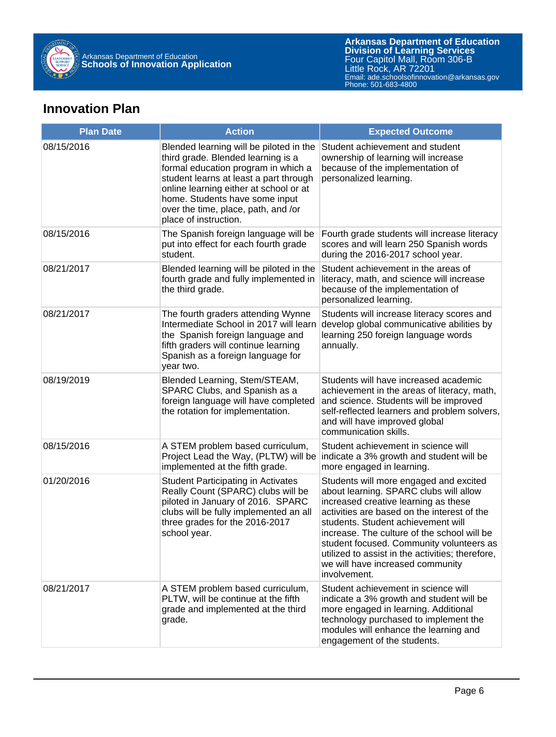## Innovation Plan

| Plan Date | Action | Expected Outcome |
|---|---|---|
| 08/15/2016 | Blended learning will be piloted in the third grade. Blended learning is a formal education program in which a student learns at least a part through online learning either at school or at home. Students have some input over the time, place, path, and /or place of instruction. | Student achievement and student ownership of learning will increase because of the implementation of personalized learning. |
| 08/15/2016 | The Spanish foreign language will be put into effect for each fourth grade student. | Fourth grade students will increase literacy scores and will learn 250 Spanish words during the 2016-2017 school year. |
| 08/21/2017 | Blended learning will be piloted in the fourth grade and fully implemented in the third grade. | Student achievement in the areas of literacy, math, and science will increase because of the implementation of personalized learning. |
| 08/21/2017 | The fourth graders attending Wynne Intermediate School in 2017 will learn the Spanish foreign language and fifth graders will continue learning Spanish as a foreign language for year two. | Students will increase literacy scores and develop global communicative abilities by learning 250 foreign language words annually. |
| 08/19/2019 | Blended Learning, Stem/STEAM, SPARC Clubs, and Spanish as a foreign language will have completed the rotation for implementation. | Students will have increased academic achievement in the areas of literacy, math, and science. Students will be improved self-reflected learners and problem solvers, and will have improved global communication skills. |
| 08/15/2016 | A STEM problem based curriculum, Project Lead the Way, (PLTW) will be implemented at the fifth grade. | Student achievement in science will indicate a 3% growth and student will be more engaged in learning. |
| 01/20/2016 | Student Participating in Activates Really Count (SPARC) clubs will be piloted in January of 2016. SPARC clubs will be fully implemented an all three grades for the 2016-2017 school year. | Students will more engaged and excited about learning. SPARC clubs will allow increased creative learning as these activities are based on the interest of the students. Student achievement will increase. The culture of the school will be student focused. Community volunteers as utilized to assist in the activities; therefore, we will have increased community involvement. |
| 08/21/2017 | A STEM problem based curriculum, PLTW, will be continue at the fifth grade and implemented at the third grade. | Student achievement in science will indicate a 3% growth and student will be more engaged in learning. Additional technology purchased to implement the modules will enhance the learning and engagement of the students. |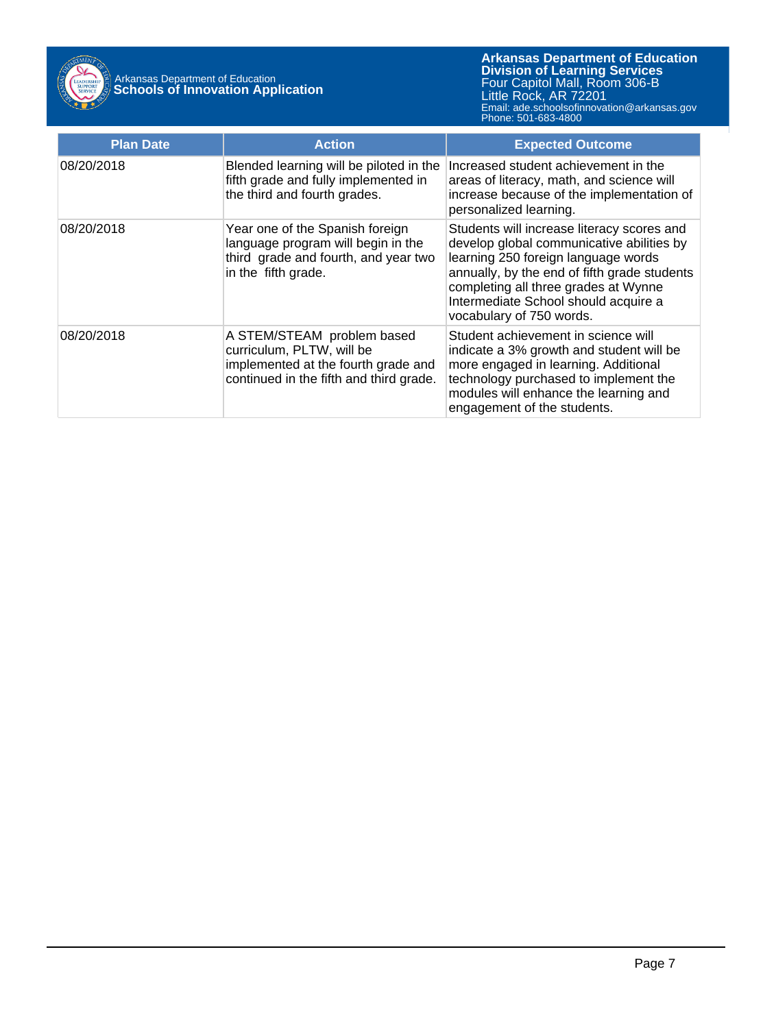| Plan Date | Action | Expected Outcome |
|---|---|---|
| 08/20/2018 | Blended learning will be piloted in the fifth grade and fully implemented in the third and fourth grades. | Increased student achievement in the areas of literacy, math, and science will increase because of the implementation of personalized learning. |
| 08/20/2018 | Year one of the Spanish foreign language program will begin in the third grade and fourth, and year two in the fifth grade. | Students will increase literacy scores and develop global communicative abilities by learning 250 foreign language words annually, by the end of fifth grade students completing all three grades at Wynne Intermediate School should acquire a vocabulary of 750 words. |
| 08/20/2018 | A STEM/STEAM problem based curriculum, PLTW, will be implemented at the fourth grade and continued in the fifth and third grade. | Student achievement in science will indicate a 3% growth and student will be more engaged in learning. Additional technology purchased to implement the modules will enhance the learning and engagement of the students. |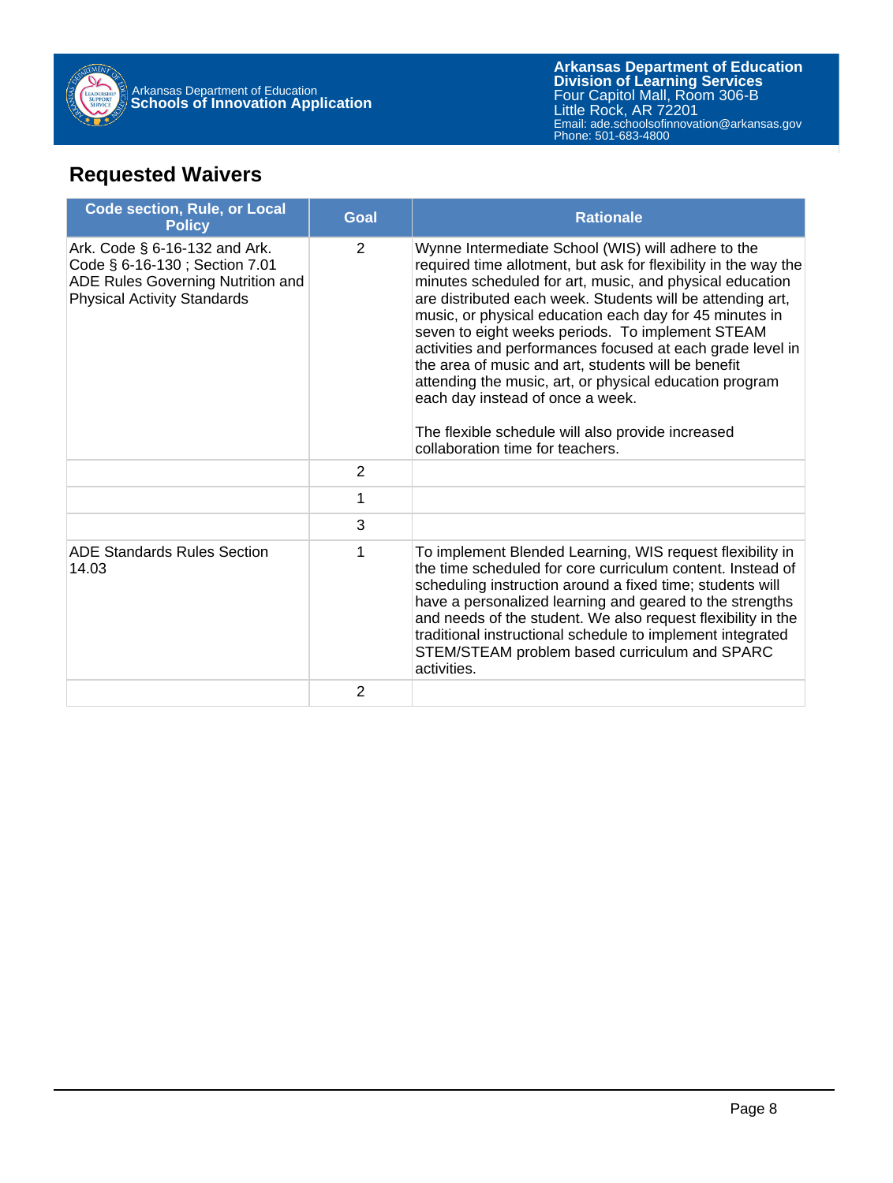## Requested Waivers

| Code section, Rule, or Local Policy | Goal | Rationale |
| --- | --- | --- |
| Ark. Code § 6-16-132 and Ark. Code § 6-16-130 ; Section 7.01 ADE Rules Governing Nutrition and Physical Activity Standards | 2 | Wynne Intermediate School (WIS) will adhere to the required time allotment, but ask for flexibility in the way the minutes scheduled for art, music, and physical education are distributed each week. Students will be attending art, music, or physical education each day for 45 minutes in seven to eight weeks periods.  To implement STEAM activities and performances focused at each grade level in the area of music and art, students will be benefit attending the music, art, or physical education program each day instead of once a week.<br><br>The flexible schedule will also provide increased collaboration time for teachers. |
| | 2 | |
| | 1 | |
| | 3 | |
| ADE Standards Rules Section 14.03 | 1 | To implement Blended Learning, WIS request flexibility in the time scheduled for core curriculum content. Instead of scheduling instruction around a fixed time; students will have a personalized learning and geared to the strengths and needs of the student. We also request flexibility in the traditional instructional schedule to implement integrated STEM/STEAM problem based curriculum and SPARC activities. |
| | 2 | |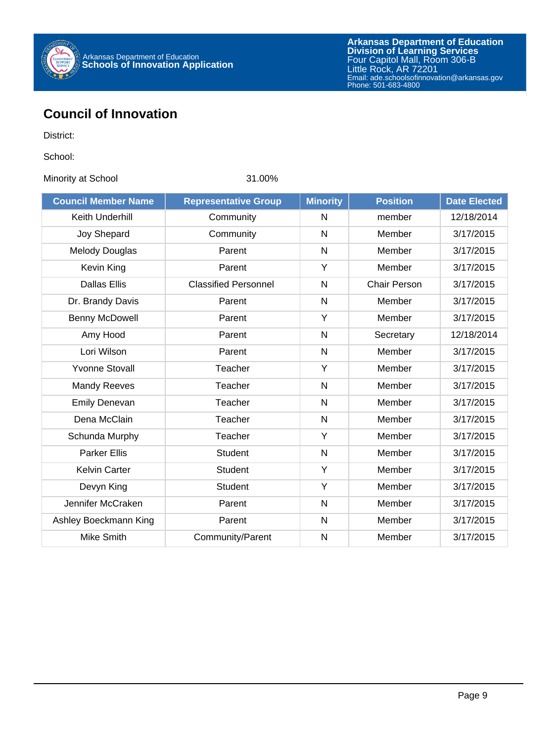# Council of Innovation

District:

School:

Minority at School 31.00%

| Council Member Name | Representative Group | Minority | Position | Date Elected |
| --- | --- | --- | --- | --- |
| Keith Underhill | Community | N | member | 12/18/2014 |
| Joy Shepard | Community | N | Member | 3/17/2015 |
| Melody Douglas | Parent | N | Member | 3/17/2015 |
| Kevin King | Parent | Y | Member | 3/17/2015 |
| Dallas Ellis | Classified Personnel | N | Chair Person | 3/17/2015 |
| Dr. Brandy Davis | Parent | N | Member | 3/17/2015 |
| Benny McDowell | Parent | Y | Member | 3/17/2015 |
| Amy Hood | Parent | N | Secretary | 12/18/2014 |
| Lori Wilson | Parent | N | Member | 3/17/2015 |
| Yvonne Stovall | Teacher | Y | Member | 3/17/2015 |
| Mandy Reeves | Teacher | N | Member | 3/17/2015 |
| Emily Denevan | Teacher | N | Member | 3/17/2015 |
| Dena McClain | Teacher | N | Member | 3/17/2015 |
| Schunda Murphy | Teacher | Y | Member | 3/17/2015 |
| Parker Ellis | Student | N | Member | 3/17/2015 |
| Kelvin Carter | Student | Y | Member | 3/17/2015 |
| Devyn King | Student | Y | Member | 3/17/2015 |
| Jennifer McCraken | Parent | N | Member | 3/17/2015 |
| Ashley Boeckmann King | Parent | N | Member | 3/17/2015 |
| Mike Smith | Community/Parent | N | Member | 3/17/2015 |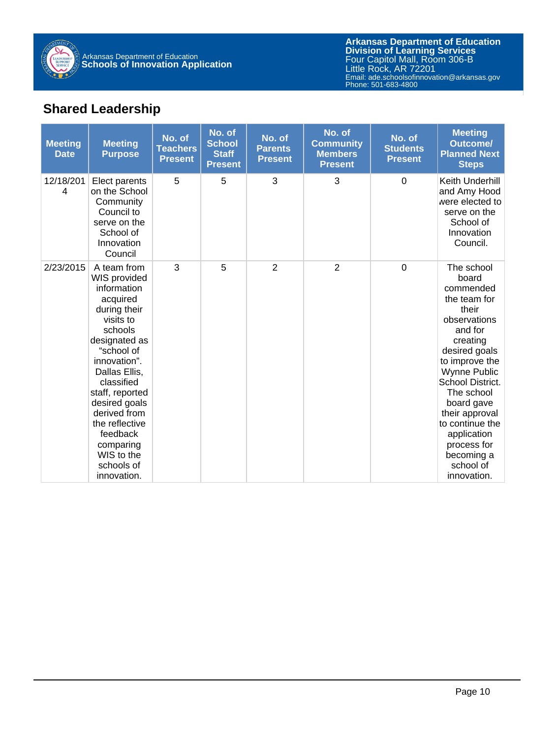## Shared Leadership

| Meeting Date | Meeting Purpose | No. of Teachers Present | No. of School Staff Present | No. of Parents Present | No. of Community Members Present | No. of Students Present | Meeting Outcome/ Planned Next Steps |
|---|---|---|---|---|---|---|---|
| 12/18/2014 | Elect parents on the School Community Council to serve on the School of Innovation Council | 5 | 5 | 3 | 3 | 0 | Keith Underhill and Amy Hood were elected to serve on the School of Innovation Council. |
| 2/23/2015 | A team from WIS provided information acquired during their visits to schools designated as "school of innovation". Dallas Ellis, classified staff, reported desired goals derived from the reflective feedback comparing WIS to the schools of innovation. | 3 | 5 | 2 | 2 | 0 | The school board commended the team for their observations and for creating desired goals to improve the Wynne Public School District. The school board gave their approval to continue the application process for becoming a school of innovation. |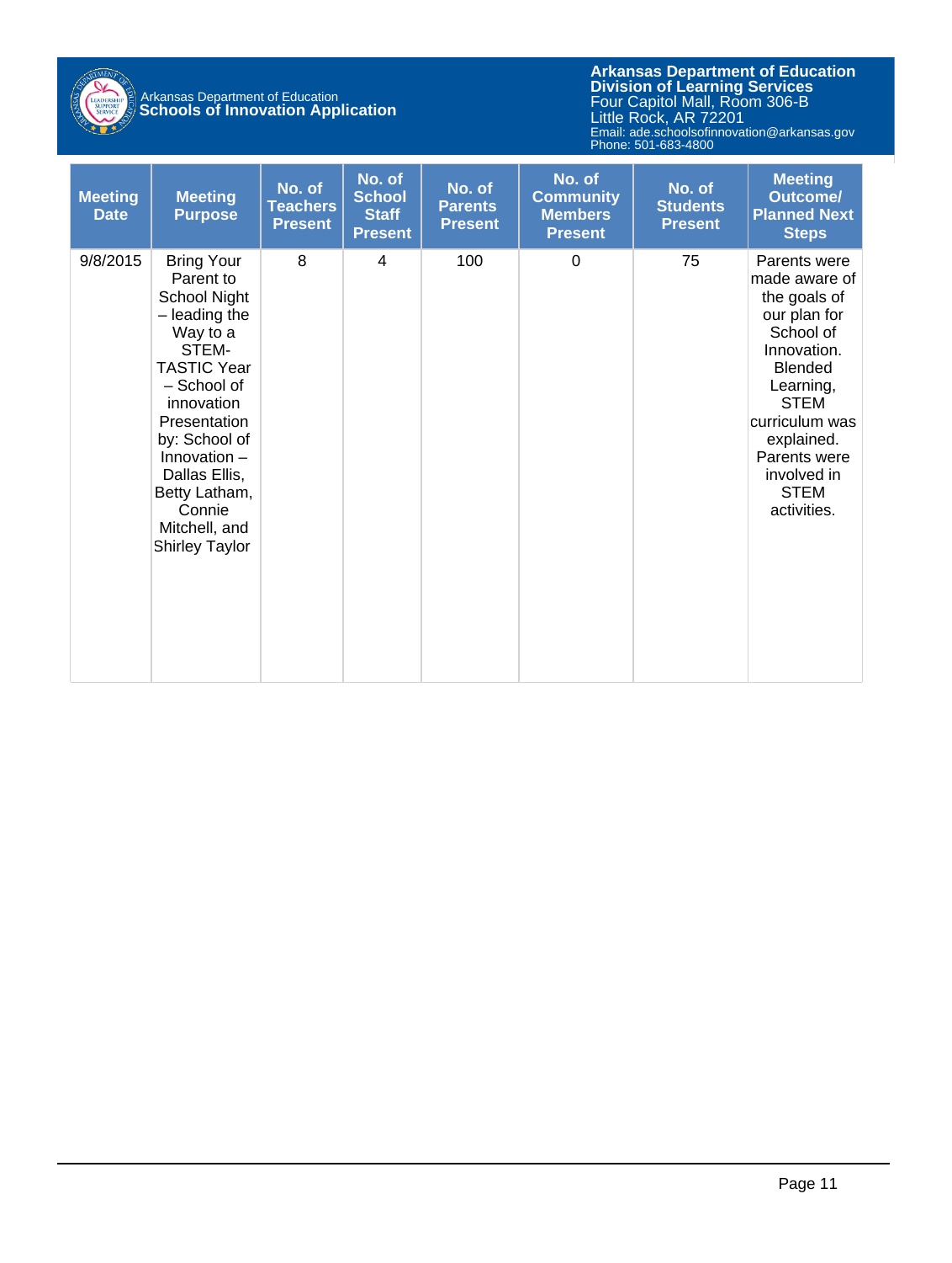| Meeting Date | Meeting Purpose | No. of Teachers Present | No. of School Staff Present | No. of Parents Present | No. of Community Members Present | No. of Students Present | Meeting Outcome/ Planned Next Steps |
|---|---|---|---|---|---|---|---|
| 9/8/2015 | Bring Your Parent to School Night – leading the Way to a STEM-TASTIC Year – School of innovation Presentation by: School of Innovation – Dallas Ellis, Betty Latham, Connie Mitchell, and Shirley Taylor | 8 | 4 | 100 | 0 | 75 | Parents were made aware of the goals of our plan for School of Innovation. Blended Learning, STEM curriculum was explained. Parents were involved in STEM activities. |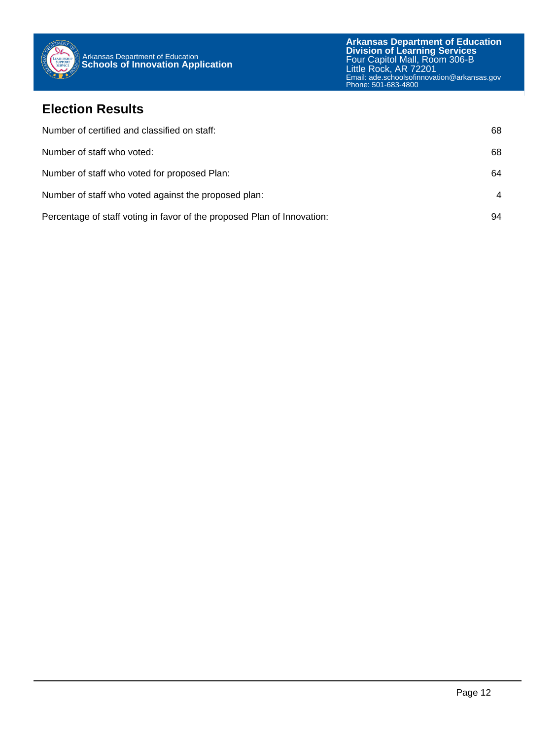## Election Results

| | |
|---|---|
| Number of certified and classified on staff: | 68 |
| Number of staff who voted: | 68 |
| Number of staff who voted for proposed Plan: | 64 |
| Number of staff who voted against the proposed plan: | 4 |
| Percentage of staff voting in favor of the proposed Plan of Innovation: | 94 |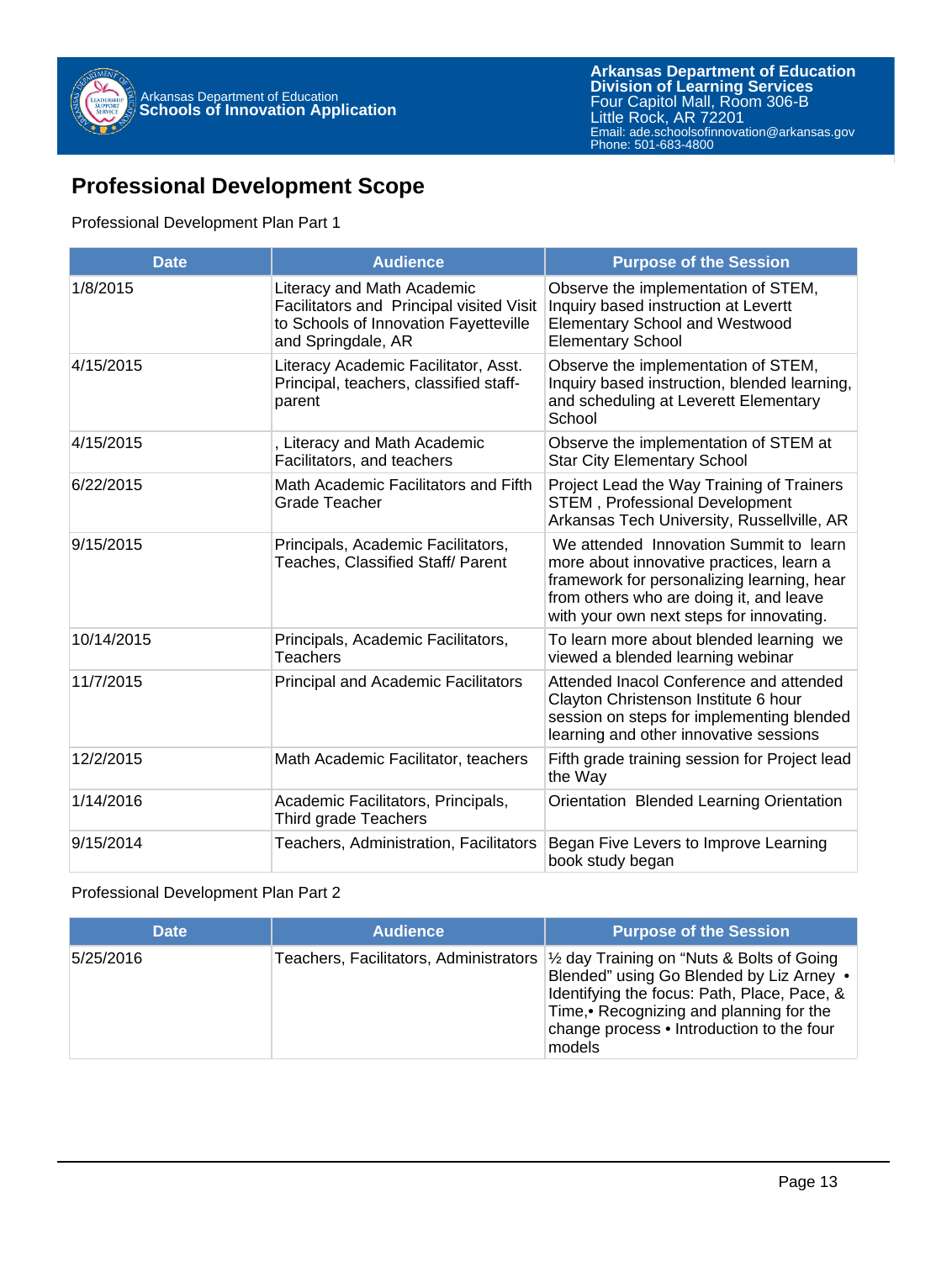## Professional Development Scope

Professional Development Plan Part 1

| Date | Audience | Purpose of the Session |
|---|---|---|
| 1/8/2015 | Literacy and Math Academic Facilitators and Principal visited Visit to Schools of Innovation Fayetteville and Springdale, AR | Observe the implementation of STEM, Inquiry based instruction at Levertt Elementary School and Westwood Elementary School |
| 4/15/2015 | Literacy Academic Facilitator, Asst. Principal, teachers, classified staff-parent | Observe the implementation of STEM, Inquiry based instruction, blended learning, and scheduling at Leverett Elementary School |
| 4/15/2015 | , Literacy and Math Academic Facilitators, and teachers | Observe the implementation of STEM at Star City Elementary School |
| 6/22/2015 | Math Academic Facilitators and Fifth Grade Teacher | Project Lead the Way Training of Trainers STEM , Professional Development Arkansas Tech University, Russellville, AR |
| 9/15/2015 | Principals, Academic Facilitators, Teaches, Classified Staff/ Parent | We attended Innovation Summit to learn more about innovative practices, learn a framework for personalizing learning, hear from others who are doing it, and leave with your own next steps for innovating. |
| 10/14/2015 | Principals, Academic Facilitators, Teachers | To learn more about blended learning we viewed a blended learning webinar |
| 11/7/2015 | Principal and Academic Facilitators | Attended Inacol Conference and attended Clayton Christenson Institute 6 hour session on steps for implementing blended learning and other innovative sessions |
| 12/2/2015 | Math Academic Facilitator, teachers | Fifth grade training session for Project lead the Way |
| 1/14/2016 | Academic Facilitators, Principals, Third grade Teachers | Orientation Blended Learning Orientation |
| 9/15/2014 | Teachers, Administration, Facilitators | Began Five Levers to Improve Learning book study began |

Professional Development Plan Part 2

| Date | Audience | Purpose of the Session |
|---|---|---|
| 5/25/2016 | Teachers, Facilitators, Administrators | ½ day Training on "Nuts & Bolts of Going Blended" using Go Blended by Liz Arney • Identifying the focus: Path, Place, Pace, & Time,• Recognizing and planning for the change process • Introduction to the four models |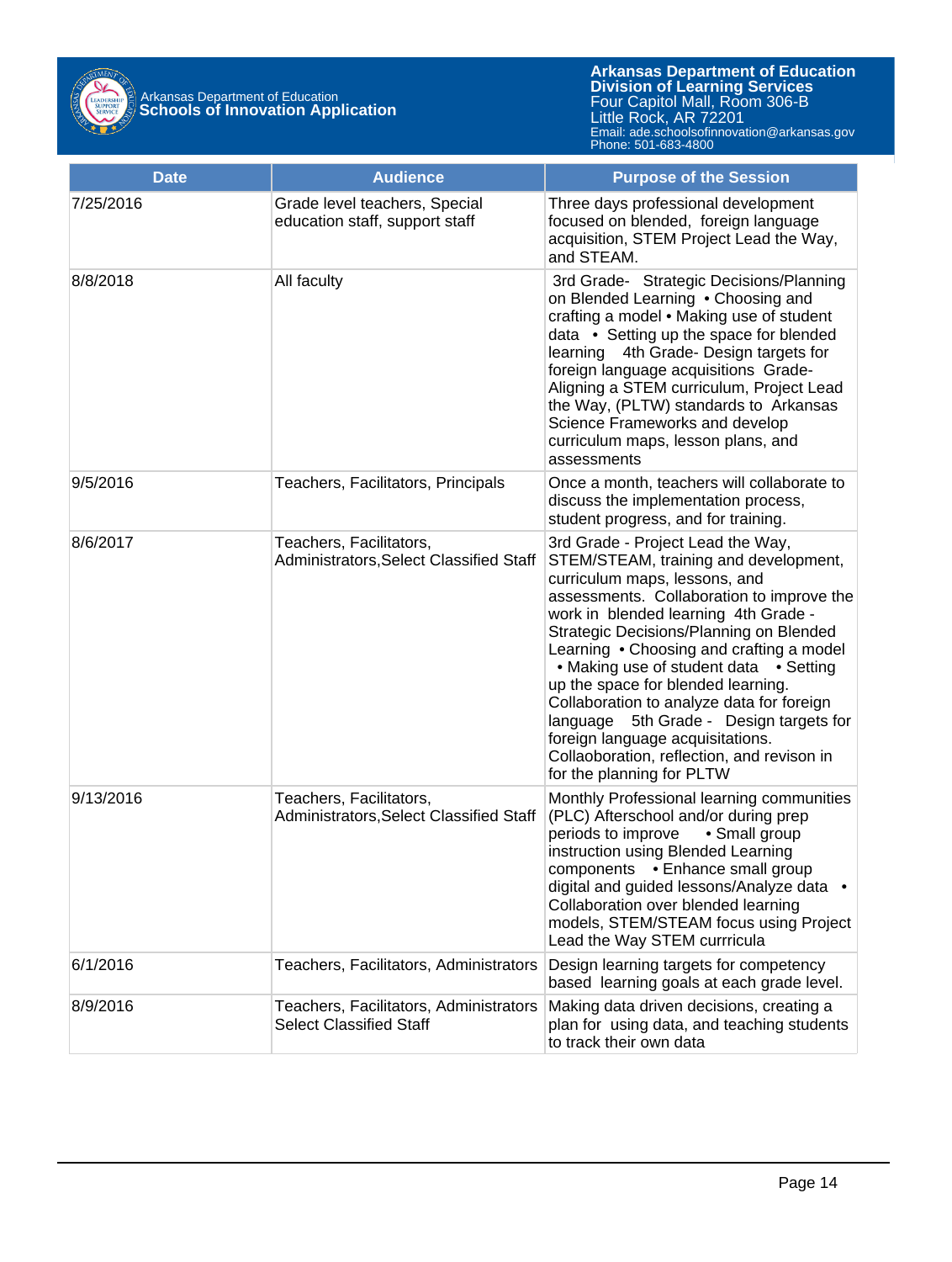| Date | Audience | Purpose of the Session |
|---|---|---|
| 7/25/2016 | Grade level teachers, Special education staff, support staff | Three days professional development focused on blended, foreign language acquisition, STEM Project Lead the Way, and STEAM. |
| 8/8/2018 | All faculty | 3rd Grade- Strategic Decisions/Planning on Blended Learning • Choosing and crafting a model • Making use of student data • Setting up the space for blended learning 4th Grade- Design targets for foreign language acquisitions Grade- Aligning a STEM curriculum, Project Lead the Way, (PLTW) standards to Arkansas Science Frameworks and develop curriculum maps, lesson plans, and assessments |
| 9/5/2016 | Teachers, Facilitators, Principals | Once a month, teachers will collaborate to discuss the implementation process, student progress, and for training. |
| 8/6/2017 | Teachers, Facilitators, Administrators,Select Classified Staff | 3rd Grade - Project Lead the Way, STEM/STEAM, training and development, curriculum maps, lessons, and assessments. Collaboration to improve the work in blended learning 4th Grade - Strategic Decisions/Planning on Blended Learning • Choosing and crafting a model • Making use of student data • Setting up the space for blended learning. Collaboration to analyze data for foreign language 5th Grade - Design targets for foreign language acquisitions. Collaoboration, reflection, and revison in for the planning for PLTW |
| 9/13/2016 | Teachers, Facilitators, Administrators,Select Classified Staff | Monthly Professional learning communities (PLC) Afterschool and/or during prep periods to improve • Small group instruction using Blended Learning components • Enhance small group digital and guided lessons/Analyze data • Collaboration over blended learning models, STEM/STEAM focus using Project Lead the Way STEM currricula |
| 6/1/2016 | Teachers, Facilitators, Administrators | Design learning targets for competency based learning goals at each grade level. |
| 8/9/2016 | Teachers, Facilitators, Administrators Select Classified Staff | Making data driven decisions, creating a plan for using data, and teaching students to track their own data |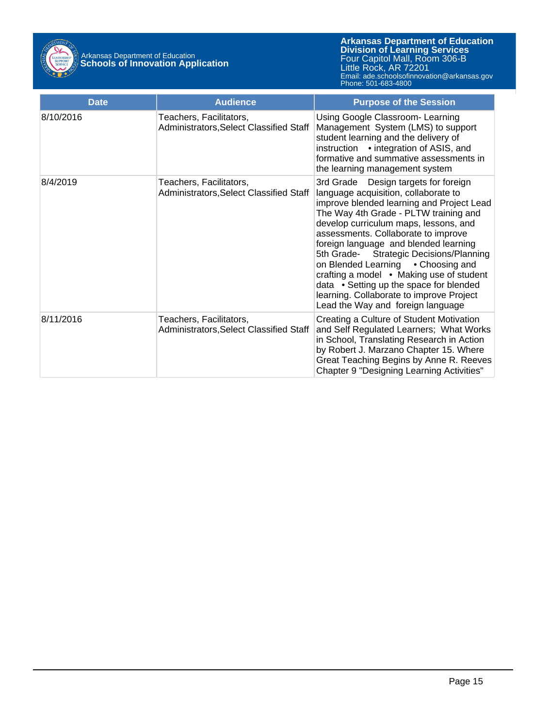| Date | Audience | Purpose of the Session |
|---|---|---|
| 8/10/2016 | Teachers, Facilitators, Administrators,Select Classified Staff | Using Google Classroom- Learning Management System (LMS) to support student learning and the delivery of instruction • integration of ASIS, and formative and summative assessments in the learning management system |
| 8/4/2019 | Teachers, Facilitators, Administrators,Select Classified Staff | 3rd Grade Design targets for foreign language acquisition, collaborate to improve blended learning and Project Lead The Way 4th Grade - PLTW training and develop curriculum maps, lessons, and assessments. Collaborate to improve foreign language and blended learning 5th Grade- Strategic Decisions/Planning on Blended Learning • Choosing and crafting a model • Making use of student data • Setting up the space for blended learning. Collaborate to improve Project Lead the Way and foreign language |
| 8/11/2016 | Teachers, Facilitators, Administrators,Select Classified Staff | Creating a Culture of Student Motivation and Self Regulated Learners; What Works in School, Translating Research in Action by Robert J. Marzano Chapter 15. Where Great Teaching Begins by Anne R. Reeves Chapter 9 "Designing Learning Activities" |